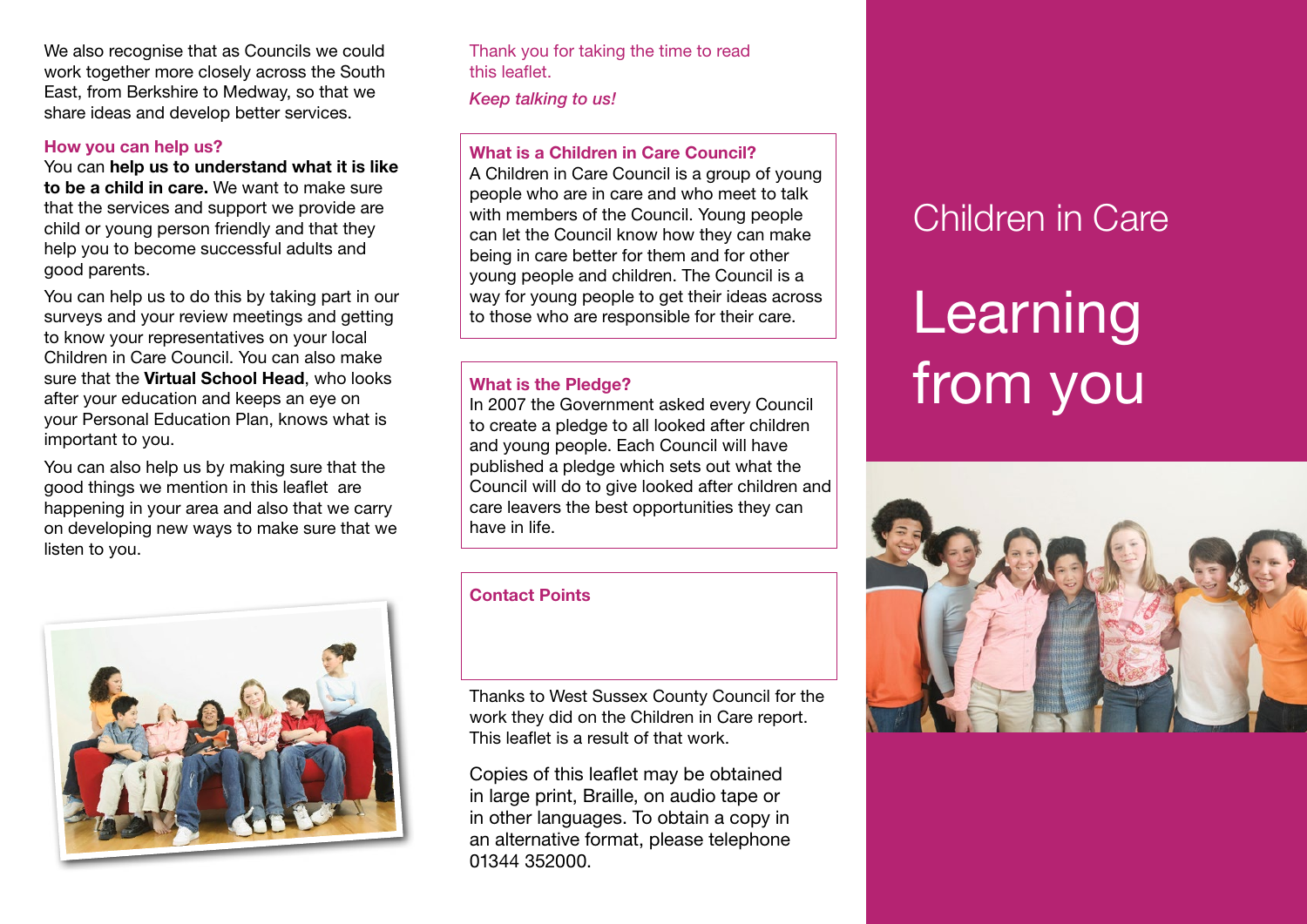We also recognise that as Councils we could work together more closely across the South East, from Berkshire to Medway, so that we share ideas and develop better services.

### How you can help us?

You can **help us to understand what it is like to be a child in care.** We want to make sure that the services and support we provide are child or young person friendly and that they help you to become successful adults and good parents.

You can help us to do this by taking part in our surveys and your review meetings and getting to know your representatives on your local Children in Care Council. You can also make sure that the **Virtual School Head**, who looks after your education and keeps an eye on your Personal Education Plan, knows what is important to you.

You can also help us by making sure that the good things we mention in this leaflet are happening in your area and also that we carry on developing new ways to make sure that we listen to you.

Thank you for taking the time to read this leaflet.

*Keep talking to us!*

### What is a Children in Care Council?

A Children in Care Council is a group of young people who are in care and who meet to talk with members of the Council. Young people can let the Council know how they can make being in care better for them and for other young people and children. The Council is a way for young people to get their ideas across to those who are responsible for their care.

### What is the Pledge?

In 2007 the Government asked every Council to create a pledge to all looked after children and young people. Each Council will have published a pledge which sets out what the Council will do to give looked after children and care leavers the best opportunities they can have in life.

### Contact Points

Thanks to West Sussex County Council for the work they did on the Children in Care report. This leaflet is a result of that work.

Copies of this leaflet may be obtained in large print, Braille, on audio tape or in other languages. To obtain a copy in an alternative format, please telephone 01344 352000.

## Children in Care

# Learning from you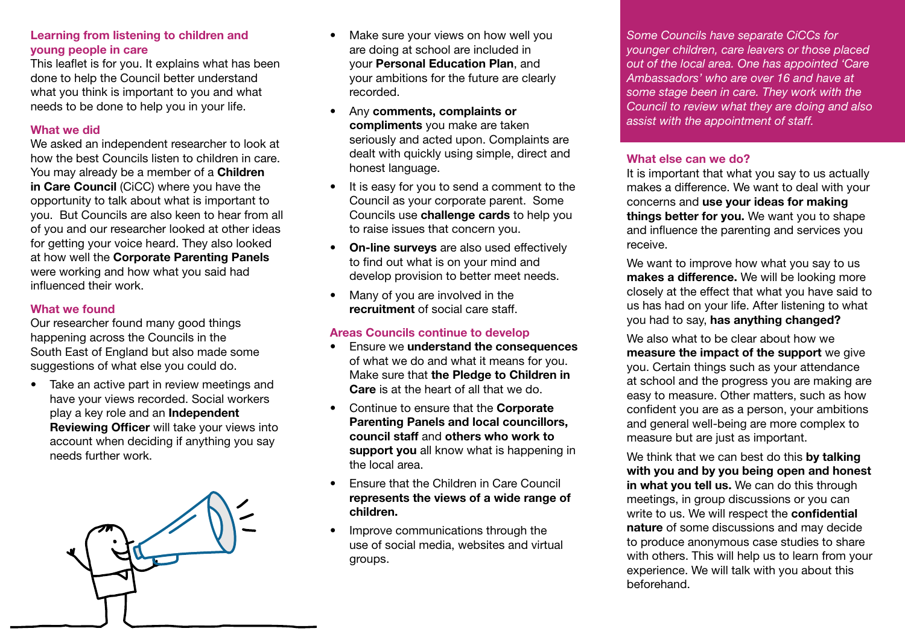## Learning from listening to children and young people in care

This leaflet is for you. It explains what has been done to help the Council better understand what you think is important to you and what needs to be done to help you in your life.

### What we did

We asked an independent researcher to look at how the best Councils listen to children in care. You may already be a member of a **Children in Care Council** (CiCC) where you have the opportunity to talk about what is important to you. But Councils are also keen to hear from all of you and our researcher looked at other ideas for getting your voice heard. They also looked at how well the **Corporate Parenting Panels** were working and how what you said had influenced their work.

### What we found

Our researcher found many good things happening across the Councils in the South East of England but also made some suggestions of what else you could do.

- Take an active part in review meetings and have your views recorded. Social workers play a key role and an **Independent Reviewing Officer** will take your views into account when deciding if anything you say needs further work.
- Make sure your views on how well you are doing at school are included in your **Personal Education Plan**, and your ambitions for the future are clearly recorded.
- Any **comments, complaints or compliments** you make are taken seriously and acted upon. Complaints are dealt with quickly using simple, direct and honest language.
- It is easy for you to send a comment to the Council as your corporate parent. Some Councils use **challenge cards** to help you to raise issues that concern you.
- **On-line surveys** are also used effectively to find out what is on your mind and develop provision to better meet needs.
- Many of you are involved in the **recruitment** of social care staff.

### Areas Councils continue to develop

- Ensure we **understand the consequences** of what we do and what it means for you. Make sure that **the Pledge to Children in Care** is at the heart of all that we do.
- Continue to ensure that the **Corporate Parenting Panels and local councillors, council staff** and **others who work to support you** all know what is happening in the local area.
- Ensure that the Children in Care Council **represents the views of a wide range of children.**
- Improve communications through the use of social media, websites and virtual groups.

*Some Councils have separate CiCCs for younger children, care leavers or those placed out of the local area. One has appointed 'Care Ambassadors' who are over 16 and have at some stage been in care. They work with the Council to review what they are doing and also assist with the appointment of staff.*

### What else can we do?

It is important that what you say to us actually makes a difference. We want to deal with your concerns and **use your ideas for making things better for you.** We want you to shape and influence the parenting and services you receive.

We want to improve how what you say to us **makes a difference.** We will be looking more closely at the effect that what you have said to us has had on your life. After listening to what you had to say, **has anything changed?**

We also what to be clear about how we **measure the impact of the support** we give you. Certain things such as your attendance at school and the progress you are making are easy to measure. Other matters, such as how confident you are as a person, your ambitions and general well-being are more complex to measure but are just as important.

We think that we can best do this **by talking with you and by you being open and honest in what you tell us.** We can do this through meetings, in group discussions or you can write to us. We will respect the **confidential nature** of some discussions and may decide to produce anonymous case studies to share with others. This will help us to learn from your experience. We will talk with you about this beforehand.